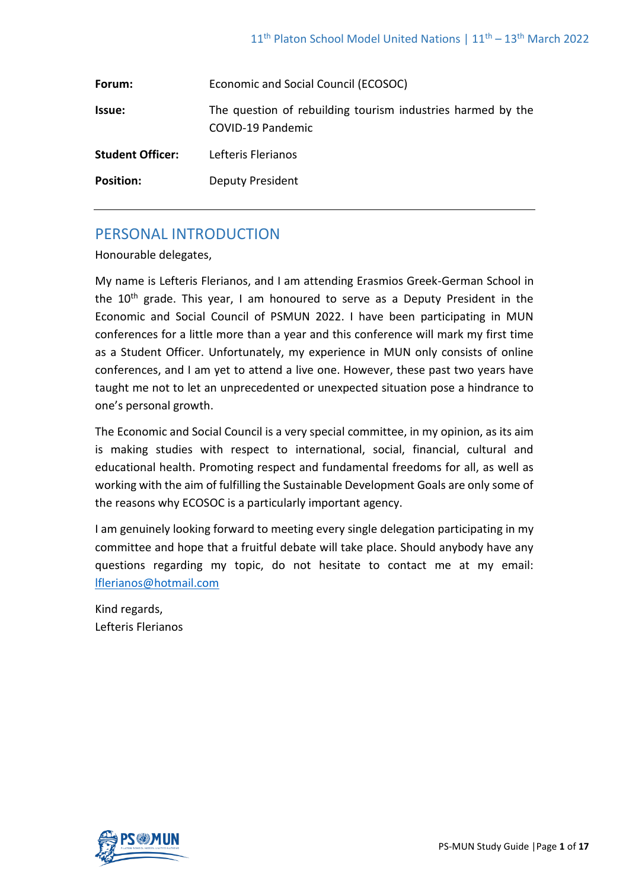| | |
|---|---|
| **Forum:** | Economic and Social Council (ECOSOC) |
| **Issue:** | The question of rebuilding tourism industries harmed by the COVID-19 Pandemic |
| **Student Officer:** | Lefteris Flerianos |
| **Position:** | Deputy President |

## PERSONAL INTRODUCTION

Honourable delegates,

My name is Lefteris Flerianos, and I am attending Erasmios Greek-German School in the 10th grade. This year, I am honoured to serve as a Deputy President in the Economic and Social Council of PSMUN 2022. I have been participating in MUN conferences for a little more than a year and this conference will mark my first time as a Student Officer. Unfortunately, my experience in MUN only consists of online conferences, and I am yet to attend a live one. However, these past two years have taught me not to let an unprecedented or unexpected situation pose a hindrance to one's personal growth.

The Economic and Social Council is a very special committee, in my opinion, as its aim is making studies with respect to international, social, financial, cultural and educational health. Promoting respect and fundamental freedoms for all, as well as working with the aim of fulfilling the Sustainable Development Goals are only some of the reasons why ECOSOC is a particularly important agency.

I am genuinely looking forward to meeting every single delegation participating in my committee and hope that a fruitful debate will take place. Should anybody have any questions regarding my topic, do not hesitate to contact me at my email: lflerianos@hotmail.com

Kind regards,
Lefteris Flerianos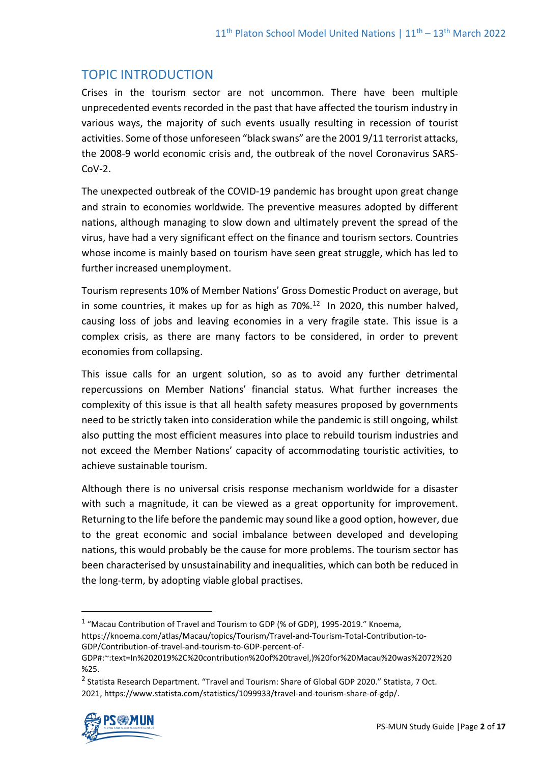## TOPIC INTRODUCTION

Crises in the tourism sector are not uncommon. There have been multiple unprecedented events recorded in the past that have affected the tourism industry in various ways, the majority of such events usually resulting in recession of tourist activities. Some of those unforeseen "black swans" are the 2001 9/11 terrorist attacks, the 2008-9 world economic crisis and, the outbreak of the novel Coronavirus SARS-CoV-2.

The unexpected outbreak of the COVID-19 pandemic has brought upon great change and strain to economies worldwide. The preventive measures adopted by different nations, although managing to slow down and ultimately prevent the spread of the virus, have had a very significant effect on the finance and tourism sectors. Countries whose income is mainly based on tourism have seen great struggle, which has led to further increased unemployment.

Tourism represents 10% of Member Nations' Gross Domestic Product on average, but in some countries, it makes up for as high as 70%.[1][2] In 2020, this number halved, causing loss of jobs and leaving economies in a very fragile state. This issue is a complex crisis, as there are many factors to be considered, in order to prevent economies from collapsing.

This issue calls for an urgent solution, so as to avoid any further detrimental repercussions on Member Nations' financial status. What further increases the complexity of this issue is that all health safety measures proposed by governments need to be strictly taken into consideration while the pandemic is still ongoing, whilst also putting the most efficient measures into place to rebuild tourism industries and not exceed the Member Nations' capacity of accommodating touristic activities, to achieve sustainable tourism.

Although there is no universal crisis response mechanism worldwide for a disaster with such a magnitude, it can be viewed as a great opportunity for improvement. Returning to the life before the pandemic may sound like a good option, however, due to the great economic and social imbalance between developed and developing nations, this would probably be the cause for more problems. The tourism sector has been characterised by unsustainability and inequalities, which can both be reduced in the long-term, by adopting viable global practises.

---

[1] "Macau Contribution of Travel and Tourism to GDP (% of GDP), 1995-2019." Knoema, https://knoema.com/atlas/Macau/topics/Tourism/Travel-and-Tourism-Total-Contribution-to-GDP/Contribution-of-travel-and-tourism-to-GDP-percent-of-GDP#:~:text=In%202019%2C%20contribution%20of%20travel,)%20for%20Macau%20was%2072%20%25.

[2] Statista Research Department. "Travel and Tourism: Share of Global GDP 2020." Statista, 7 Oct. 2021, https://www.statista.com/statistics/1099933/travel-and-tourism-share-of-gdp/.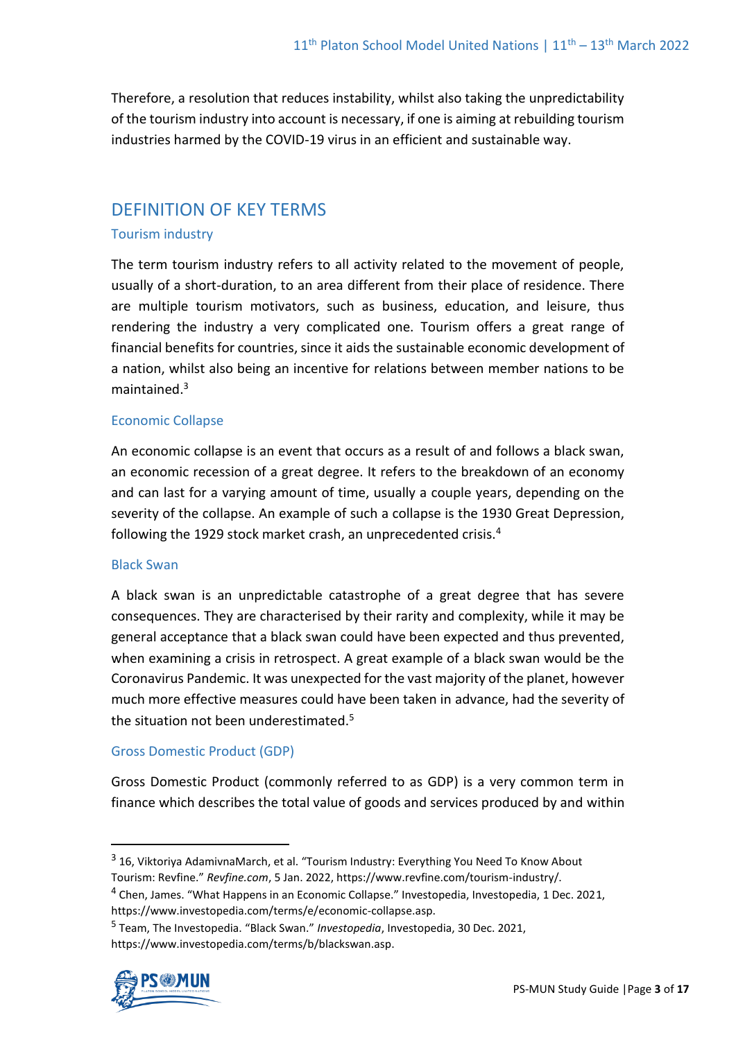Therefore, a resolution that reduces instability, whilst also taking the unpredictability of the tourism industry into account is necessary, if one is aiming at rebuilding tourism industries harmed by the COVID-19 virus in an efficient and sustainable way.

## DEFINITION OF KEY TERMS

### Tourism industry

The term tourism industry refers to all activity related to the movement of people, usually of a short-duration, to an area different from their place of residence. There are multiple tourism motivators, such as business, education, and leisure, thus rendering the industry a very complicated one. Tourism offers a great range of financial benefits for countries, since it aids the sustainable economic development of a nation, whilst also being an incentive for relations between member nations to be maintained.[3]

### Economic Collapse

An economic collapse is an event that occurs as a result of and follows a black swan, an economic recession of a great degree. It refers to the breakdown of an economy and can last for a varying amount of time, usually a couple years, depending on the severity of the collapse. An example of such a collapse is the 1930 Great Depression, following the 1929 stock market crash, an unprecedented crisis.[4]

### Black Swan

A black swan is an unpredictable catastrophe of a great degree that has severe consequences. They are characterised by their rarity and complexity, while it may be general acceptance that a black swan could have been expected and thus prevented, when examining a crisis in retrospect. A great example of a black swan would be the Coronavirus Pandemic. It was unexpected for the vast majority of the planet, however much more effective measures could have been taken in advance, had the severity of the situation not been underestimated.[5]

### Gross Domestic Product (GDP)

Gross Domestic Product (commonly referred to as GDP) is a very common term in finance which describes the total value of goods and services produced by and within

---

[3] 16, Viktoriya AdamivnaMarch, et al. "Tourism Industry: Everything You Need To Know About Tourism: Revfine." *Revfine.com*, 5 Jan. 2022, https://www.revfine.com/tourism-industry/.

[4] Chen, James. "What Happens in an Economic Collapse." Investopedia, Investopedia, 1 Dec. 2021, https://www.investopedia.com/terms/e/economic-collapse.asp.

[5] Team, The Investopedia. "Black Swan." *Investopedia*, Investopedia, 30 Dec. 2021, https://www.investopedia.com/terms/b/blackswan.asp.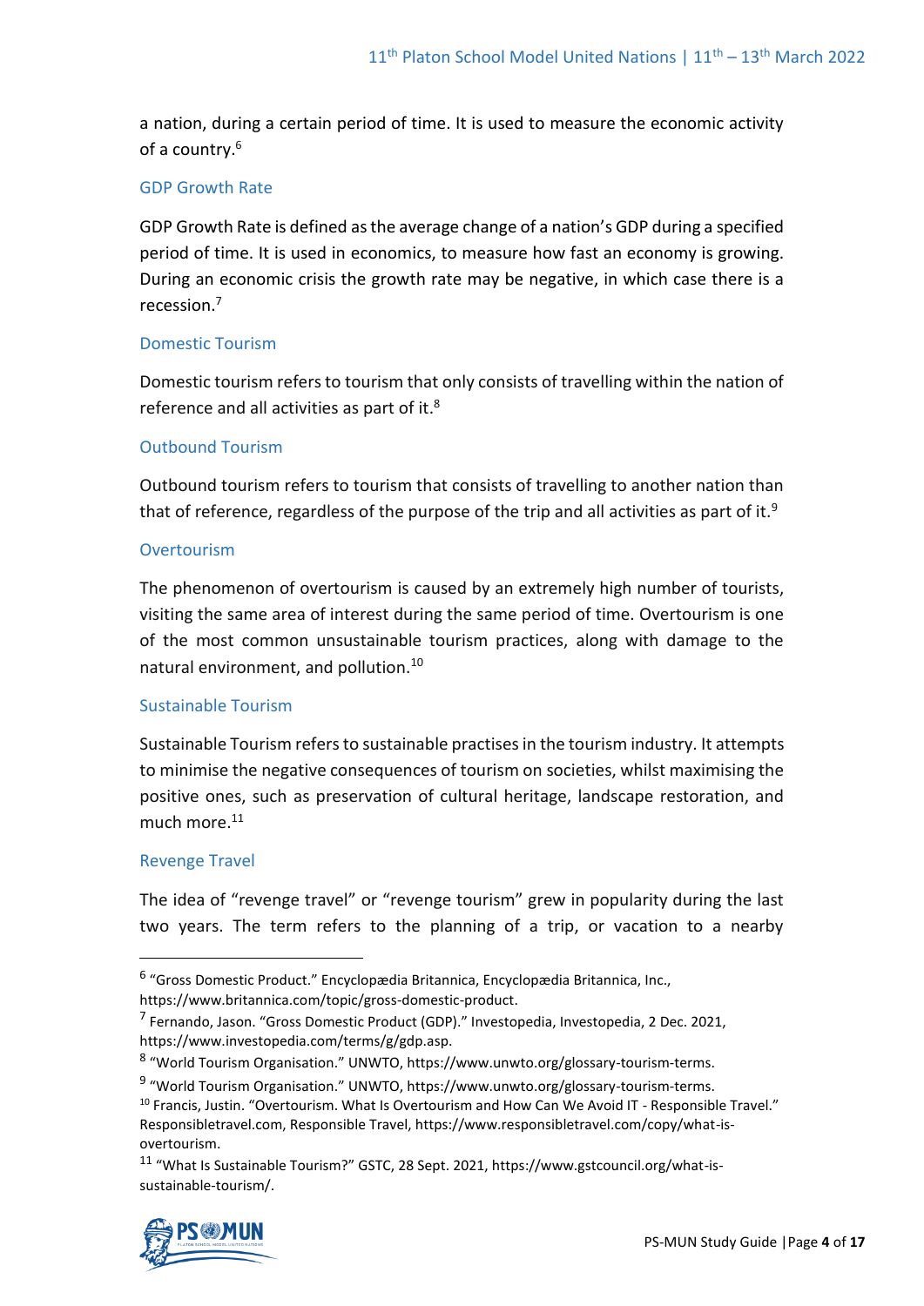a nation, during a certain period of time. It is used to measure the economic activity of a country.[6]

### GDP Growth Rate

GDP Growth Rate is defined as the average change of a nation's GDP during a specified period of time. It is used in economics, to measure how fast an economy is growing. During an economic crisis the growth rate may be negative, in which case there is a recession.[7]

### Domestic Tourism

Domestic tourism refers to tourism that only consists of travelling within the nation of reference and all activities as part of it.[8]

### Outbound Tourism

Outbound tourism refers to tourism that consists of travelling to another nation than that of reference, regardless of the purpose of the trip and all activities as part of it.[9]

### Overtourism

The phenomenon of overtourism is caused by an extremely high number of tourists, visiting the same area of interest during the same period of time. Overtourism is one of the most common unsustainable tourism practices, along with damage to the natural environment, and pollution.[10]

### Sustainable Tourism

Sustainable Tourism refers to sustainable practises in the tourism industry. It attempts to minimise the negative consequences of tourism on societies, whilst maximising the positive ones, such as preservation of cultural heritage, landscape restoration, and much more.[11]

### Revenge Travel

The idea of "revenge travel" or "revenge tourism" grew in popularity during the last two years. The term refers to the planning of a trip, or vacation to a nearby

---

[6] "Gross Domestic Product." Encyclopædia Britannica, Encyclopædia Britannica, Inc., https://www.britannica.com/topic/gross-domestic-product.

[7] Fernando, Jason. "Gross Domestic Product (GDP)." Investopedia, Investopedia, 2 Dec. 2021, https://www.investopedia.com/terms/g/gdp.asp.

[8] "World Tourism Organisation." UNWTO, https://www.unwto.org/glossary-tourism-terms.

[9] "World Tourism Organisation." UNWTO, https://www.unwto.org/glossary-tourism-terms.

[10] Francis, Justin. "Overtourism. What Is Overtourism and How Can We Avoid IT - Responsible Travel." Responsibletravel.com, Responsible Travel, https://www.responsibletravel.com/copy/what-is-overtourism.

[11] "What Is Sustainable Tourism?" GSTC, 28 Sept. 2021, https://www.gstcouncil.org/what-is-sustainable-tourism/.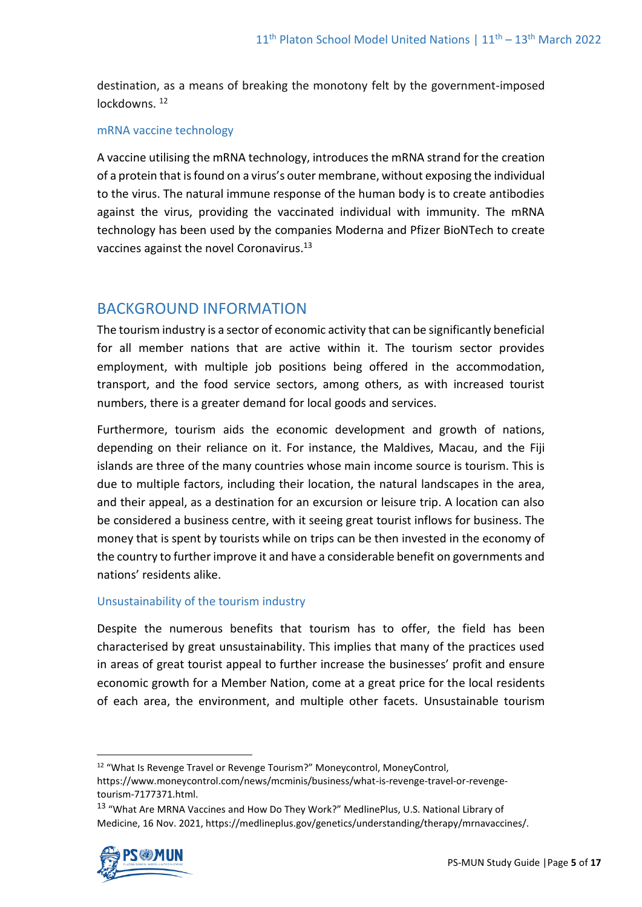destination, as a means of breaking the monotony felt by the government-imposed lockdowns. [12]

### mRNA vaccine technology

A vaccine utilising the mRNA technology, introduces the mRNA strand for the creation of a protein that is found on a virus's outer membrane, without exposing the individual to the virus. The natural immune response of the human body is to create antibodies against the virus, providing the vaccinated individual with immunity. The mRNA technology has been used by the companies Moderna and Pfizer BioNTech to create vaccines against the novel Coronavirus.[13]

## BACKGROUND INFORMATION

The tourism industry is a sector of economic activity that can be significantly beneficial for all member nations that are active within it. The tourism sector provides employment, with multiple job positions being offered in the accommodation, transport, and the food service sectors, among others, as with increased tourist numbers, there is a greater demand for local goods and services.

Furthermore, tourism aids the economic development and growth of nations, depending on their reliance on it. For instance, the Maldives, Macau, and the Fiji islands are three of the many countries whose main income source is tourism. This is due to multiple factors, including their location, the natural landscapes in the area, and their appeal, as a destination for an excursion or leisure trip. A location can also be considered a business centre, with it seeing great tourist inflows for business. The money that is spent by tourists while on trips can be then invested in the economy of the country to further improve it and have a considerable benefit on governments and nations' residents alike.

### Unsustainability of the tourism industry

Despite the numerous benefits that tourism has to offer, the field has been characterised by great unsustainability. This implies that many of the practices used in areas of great tourist appeal to further increase the businesses' profit and ensure economic growth for a Member Nation, come at a great price for the local residents of each area, the environment, and multiple other facets. Unsustainable tourism

---

[12] "What Is Revenge Travel or Revenge Tourism?" Moneycontrol, MoneyControl, https://www.moneycontrol.com/news/mcminis/business/what-is-revenge-travel-or-revenge-tourism-7177371.html.

[13] "What Are MRNA Vaccines and How Do They Work?" MedlinePlus, U.S. National Library of Medicine, 16 Nov. 2021, https://medlineplus.gov/genetics/understanding/therapy/mrnavaccines/.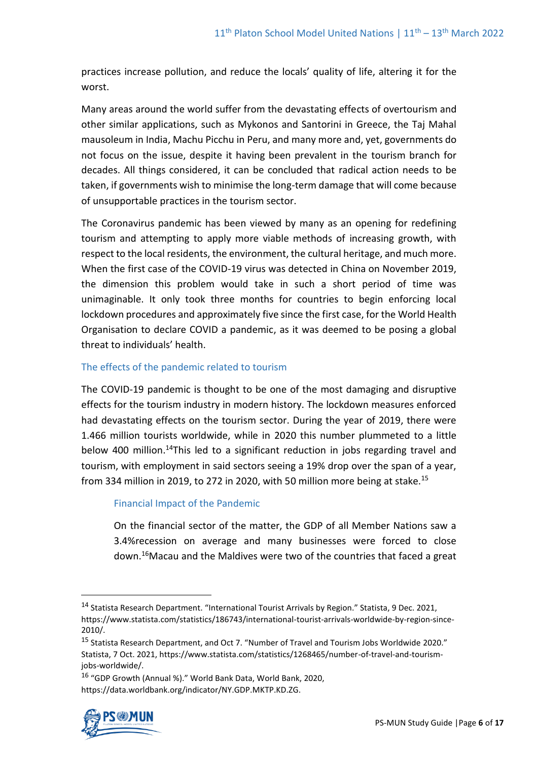practices increase pollution, and reduce the locals' quality of life, altering it for the worst.

Many areas around the world suffer from the devastating effects of overtourism and other similar applications, such as Mykonos and Santorini in Greece, the Taj Mahal mausoleum in India, Machu Picchu in Peru, and many more and, yet, governments do not focus on the issue, despite it having been prevalent in the tourism branch for decades. All things considered, it can be concluded that radical action needs to be taken, if governments wish to minimise the long-term damage that will come because of unsupportable practices in the tourism sector.

The Coronavirus pandemic has been viewed by many as an opening for redefining tourism and attempting to apply more viable methods of increasing growth, with respect to the local residents, the environment, the cultural heritage, and much more. When the first case of the COVID-19 virus was detected in China on November 2019, the dimension this problem would take in such a short period of time was unimaginable. It only took three months for countries to begin enforcing local lockdown procedures and approximately five since the first case, for the World Health Organisation to declare COVID a pandemic, as it was deemed to be posing a global threat to individuals' health.

## The effects of the pandemic related to tourism

The COVID-19 pandemic is thought to be one of the most damaging and disruptive effects for the tourism industry in modern history. The lockdown measures enforced had devastating effects on the tourism sector. During the year of 2019, there were 1.466 million tourists worldwide, while in 2020 this number plummeted to a little below 400 million.[14]This led to a significant reduction in jobs regarding travel and tourism, with employment in said sectors seeing a 19% drop over the span of a year, from 334 million in 2019, to 272 in 2020, with 50 million more being at stake.[15]

### Financial Impact of the Pandemic

On the financial sector of the matter, the GDP of all Member Nations saw a 3.4%recession on average and many businesses were forced to close down.[16]Macau and the Maldives were two of the countries that faced a great

---

[14] Statista Research Department. "International Tourist Arrivals by Region." Statista, 9 Dec. 2021, https://www.statista.com/statistics/186743/international-tourist-arrivals-worldwide-by-region-since-2010/.

[15] Statista Research Department, and Oct 7. "Number of Travel and Tourism Jobs Worldwide 2020." Statista, 7 Oct. 2021, https://www.statista.com/statistics/1268465/number-of-travel-and-tourism-jobs-worldwide/.

[16] "GDP Growth (Annual %)." World Bank Data, World Bank, 2020, https://data.worldbank.org/indicator/NY.GDP.MKTP.KD.ZG.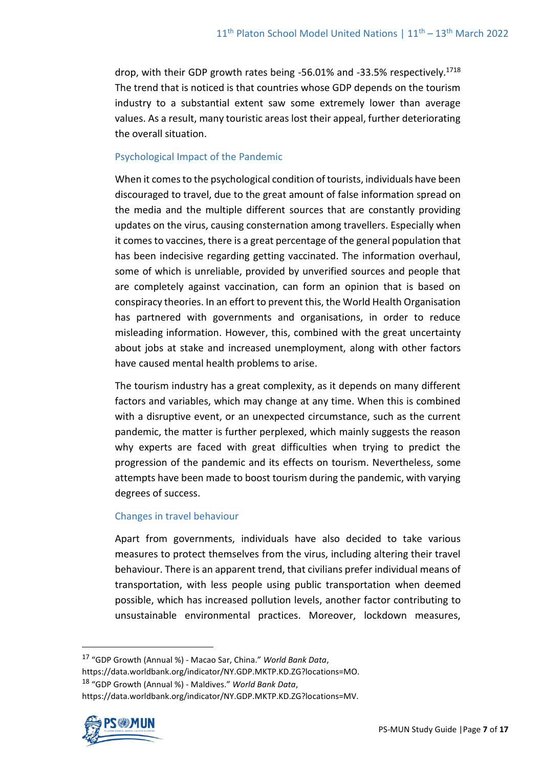drop, with their GDP growth rates being -56.01% and -33.5% respectively.[17][18] The trend that is noticed is that countries whose GDP depends on the tourism industry to a substantial extent saw some extremely lower than average values. As a result, many touristic areas lost their appeal, further deteriorating the overall situation.

### Psychological Impact of the Pandemic

When it comes to the psychological condition of tourists, individuals have been discouraged to travel, due to the great amount of false information spread on the media and the multiple different sources that are constantly providing updates on the virus, causing consternation among travellers. Especially when it comes to vaccines, there is a great percentage of the general population that has been indecisive regarding getting vaccinated. The information overhaul, some of which is unreliable, provided by unverified sources and people that are completely against vaccination, can form an opinion that is based on conspiracy theories. In an effort to prevent this, the World Health Organisation has partnered with governments and organisations, in order to reduce misleading information. However, this, combined with the great uncertainty about jobs at stake and increased unemployment, along with other factors have caused mental health problems to arise.

The tourism industry has a great complexity, as it depends on many different factors and variables, which may change at any time. When this is combined with a disruptive event, or an unexpected circumstance, such as the current pandemic, the matter is further perplexed, which mainly suggests the reason why experts are faced with great difficulties when trying to predict the progression of the pandemic and its effects on tourism. Nevertheless, some attempts have been made to boost tourism during the pandemic, with varying degrees of success.

### Changes in travel behaviour

Apart from governments, individuals have also decided to take various measures to protect themselves from the virus, including altering their travel behaviour. There is an apparent trend, that civilians prefer individual means of transportation, with less people using public transportation when deemed possible, which has increased pollution levels, another factor contributing to unsustainable environmental practices. Moreover, lockdown measures,

---

[17] "GDP Growth (Annual %) - Macao Sar, China." *World Bank Data*, https://data.worldbank.org/indicator/NY.GDP.MKTP.KD.ZG?locations=MO.

[18] "GDP Growth (Annual %) - Maldives." *World Bank Data*, https://data.worldbank.org/indicator/NY.GDP.MKTP.KD.ZG?locations=MV.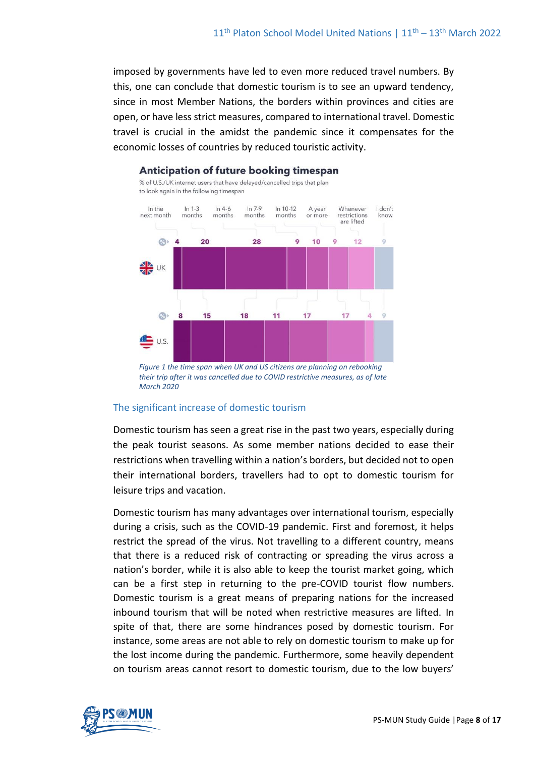imposed by governments have led to even more reduced travel numbers. By this, one can conclude that domestic tourism is to see an upward tendency, since in most Member Nations, the borders within provinces and cities are open, or have less strict measures, compared to international travel. Domestic travel is crucial in the amidst the pandemic since it compensates for the economic losses of countries by reduced touristic activity.

**Anticipation of future booking timespan**

% of U.S./UK internet users that have delayed/cancelled trips that plan to look again in the following timespan

| | In the next month | In 1-3 months | In 4-6 months | In 7-9 months | In 10-12 months | A year or more | Whenever restrictions are lifted | I don't know |
|---|---|---|---|---|---|---|---|---|
| UK | 4 | 20 | 28 | 9 | 10 | 9 | 12 | 9 |
| U.S. | 8 | 15 | 18 | 11 | 17 | 17 | 4 | 9 |

*Figure 1 the time span when UK and US citizens are planning on rebooking their trip after it was cancelled due to COVID restrictive measures, as of late March 2020*

## The significant increase of domestic tourism

Domestic tourism has seen a great rise in the past two years, especially during the peak tourist seasons. As some member nations decided to ease their restrictions when travelling within a nation's borders, but decided not to open their international borders, travellers had to opt to domestic tourism for leisure trips and vacation.

Domestic tourism has many advantages over international tourism, especially during a crisis, such as the COVID-19 pandemic. First and foremost, it helps restrict the spread of the virus. Not travelling to a different country, means that there is a reduced risk of contracting or spreading the virus across a nation's border, while it is also able to keep the tourist market going, which can be a first step in returning to the pre-COVID tourist flow numbers. Domestic tourism is a great means of preparing nations for the increased inbound tourism that will be noted when restrictive measures are lifted. In spite of that, there are some hindrances posed by domestic tourism. For instance, some areas are not able to rely on domestic tourism to make up for the lost income during the pandemic. Furthermore, some heavily dependent on tourism areas cannot resort to domestic tourism, due to the low buyers'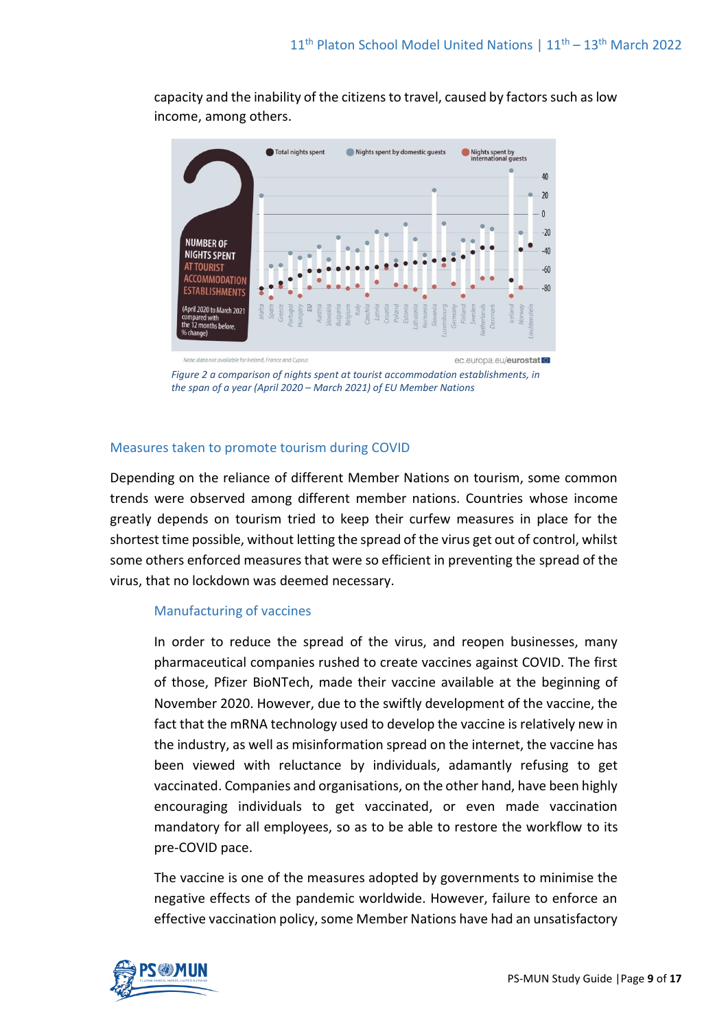capacity and the inability of the citizens to travel, caused by factors such as low income, among others.

*Figure 2 a comparison of nights spent at tourist accommodation establishments, in the span of a year (April 2020 – March 2021) of EU Member Nations*

## Measures taken to promote tourism during COVID

Depending on the reliance of different Member Nations on tourism, some common trends were observed among different member nations. Countries whose income greatly depends on tourism tried to keep their curfew measures in place for the shortest time possible, without letting the spread of the virus get out of control, whilst some others enforced measures that were so efficient in preventing the spread of the virus, that no lockdown was deemed necessary.

### Manufacturing of vaccines

In order to reduce the spread of the virus, and reopen businesses, many pharmaceutical companies rushed to create vaccines against COVID. The first of those, Pfizer BioNTech, made their vaccine available at the beginning of November 2020. However, due to the swiftly development of the vaccine, the fact that the mRNA technology used to develop the vaccine is relatively new in the industry, as well as misinformation spread on the internet, the vaccine has been viewed with reluctance by individuals, adamantly refusing to get vaccinated. Companies and organisations, on the other hand, have been highly encouraging individuals to get vaccinated, or even made vaccination mandatory for all employees, so as to be able to restore the workflow to its pre-COVID pace.

The vaccine is one of the measures adopted by governments to minimise the negative effects of the pandemic worldwide. However, failure to enforce an effective vaccination policy, some Member Nations have had an unsatisfactory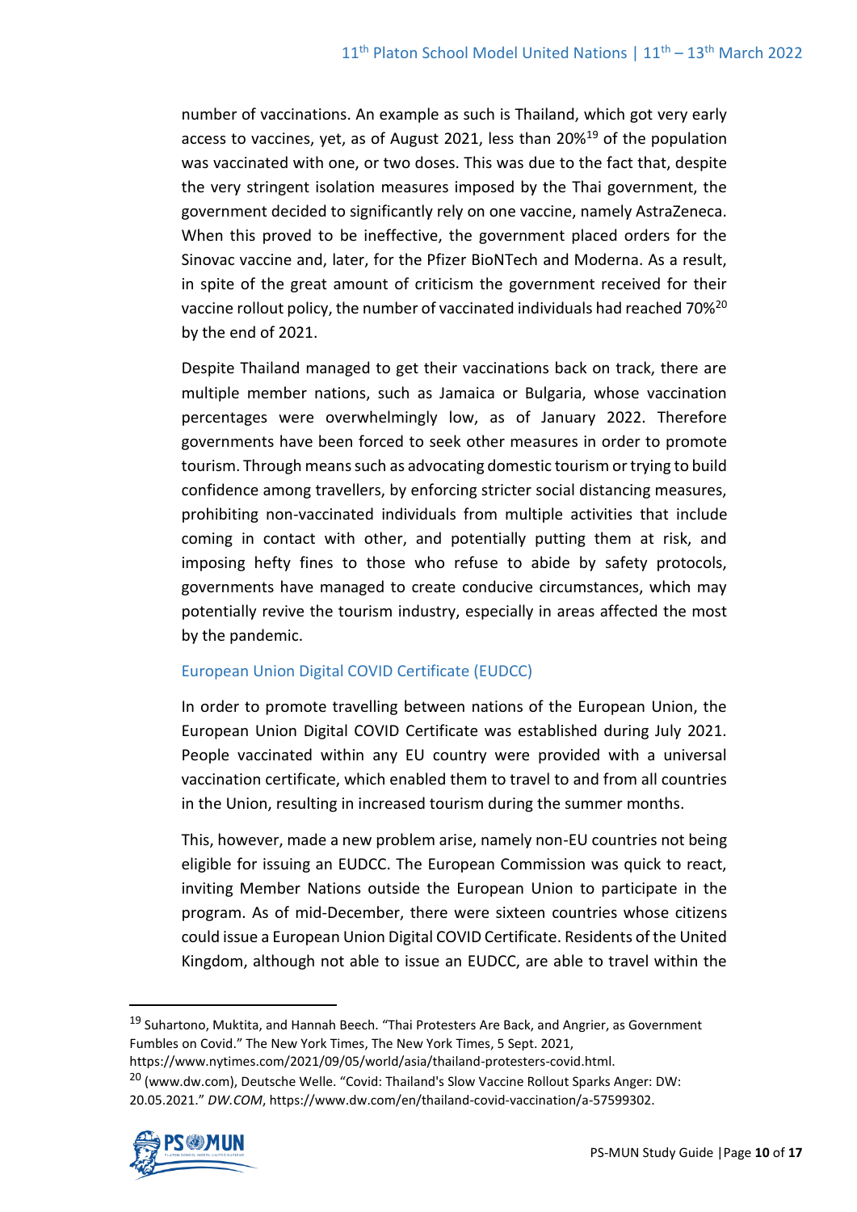number of vaccinations. An example as such is Thailand, which got very early access to vaccines, yet, as of August 2021, less than 20%[19] of the population was vaccinated with one, or two doses. This was due to the fact that, despite the very stringent isolation measures imposed by the Thai government, the government decided to significantly rely on one vaccine, namely AstraZeneca. When this proved to be ineffective, the government placed orders for the Sinovac vaccine and, later, for the Pfizer BioNTech and Moderna. As a result, in spite of the great amount of criticism the government received for their vaccine rollout policy, the number of vaccinated individuals had reached 70%[20] by the end of 2021.

Despite Thailand managed to get their vaccinations back on track, there are multiple member nations, such as Jamaica or Bulgaria, whose vaccination percentages were overwhelmingly low, as of January 2022. Therefore governments have been forced to seek other measures in order to promote tourism. Through means such as advocating domestic tourism or trying to build confidence among travellers, by enforcing stricter social distancing measures, prohibiting non-vaccinated individuals from multiple activities that include coming in contact with other, and potentially putting them at risk, and imposing hefty fines to those who refuse to abide by safety protocols, governments have managed to create conducive circumstances, which may potentially revive the tourism industry, especially in areas affected the most by the pandemic.

### European Union Digital COVID Certificate (EUDCC)

In order to promote travelling between nations of the European Union, the European Union Digital COVID Certificate was established during July 2021. People vaccinated within any EU country were provided with a universal vaccination certificate, which enabled them to travel to and from all countries in the Union, resulting in increased tourism during the summer months.

This, however, made a new problem arise, namely non-EU countries not being eligible for issuing an EUDCC. The European Commission was quick to react, inviting Member Nations outside the European Union to participate in the program. As of mid-December, there were sixteen countries whose citizens could issue a European Union Digital COVID Certificate. Residents of the United Kingdom, although not able to issue an EUDCC, are able to travel within the

---

[19] Suhartono, Muktita, and Hannah Beech. "Thai Protesters Are Back, and Angrier, as Government Fumbles on Covid." The New York Times, The New York Times, 5 Sept. 2021, https://www.nytimes.com/2021/09/05/world/asia/thailand-protesters-covid.html.

[20] (www.dw.com), Deutsche Welle. "Covid: Thailand's Slow Vaccine Rollout Sparks Anger: DW: 20.05.2021." *DW.COM*, https://www.dw.com/en/thailand-covid-vaccination/a-57599302.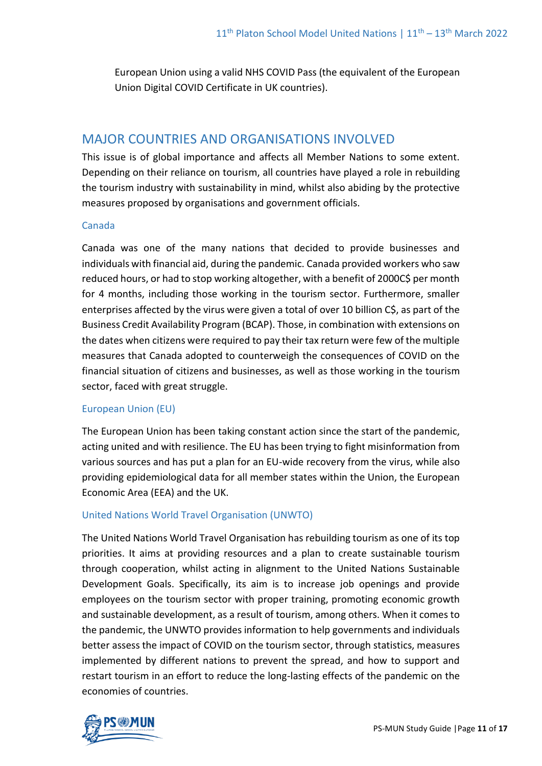European Union using a valid NHS COVID Pass (the equivalent of the European Union Digital COVID Certificate in UK countries).

## MAJOR COUNTRIES AND ORGANISATIONS INVOLVED

This issue is of global importance and affects all Member Nations to some extent. Depending on their reliance on tourism, all countries have played a role in rebuilding the tourism industry with sustainability in mind, whilst also abiding by the protective measures proposed by organisations and government officials.

### Canada

Canada was one of the many nations that decided to provide businesses and individuals with financial aid, during the pandemic. Canada provided workers who saw reduced hours, or had to stop working altogether, with a benefit of 2000C$ per month for 4 months, including those working in the tourism sector. Furthermore, smaller enterprises affected by the virus were given a total of over 10 billion C$, as part of the Business Credit Availability Program (BCAP). Those, in combination with extensions on the dates when citizens were required to pay their tax return were few of the multiple measures that Canada adopted to counterweigh the consequences of COVID on the financial situation of citizens and businesses, as well as those working in the tourism sector, faced with great struggle.

### European Union (EU)

The European Union has been taking constant action since the start of the pandemic, acting united and with resilience. The EU has been trying to fight misinformation from various sources and has put a plan for an EU-wide recovery from the virus, while also providing epidemiological data for all member states within the Union, the European Economic Area (EEA) and the UK.

### United Nations World Travel Organisation (UNWTO)

The United Nations World Travel Organisation has rebuilding tourism as one of its top priorities. It aims at providing resources and a plan to create sustainable tourism through cooperation, whilst acting in alignment to the United Nations Sustainable Development Goals. Specifically, its aim is to increase job openings and provide employees on the tourism sector with proper training, promoting economic growth and sustainable development, as a result of tourism, among others. When it comes to the pandemic, the UNWTO provides information to help governments and individuals better assess the impact of COVID on the tourism sector, through statistics, measures implemented by different nations to prevent the spread, and how to support and restart tourism in an effort to reduce the long-lasting effects of the pandemic on the economies of countries.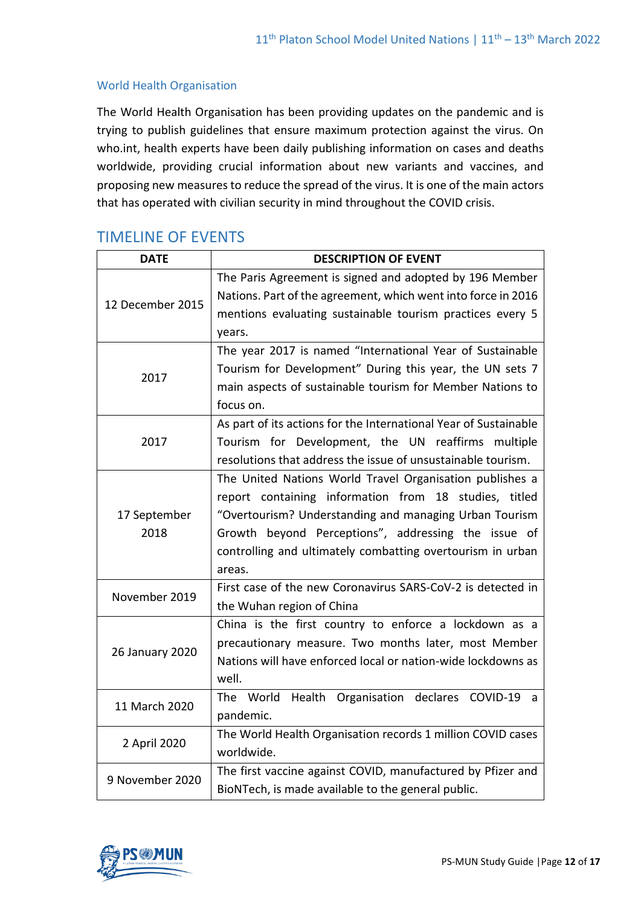### World Health Organisation

The World Health Organisation has been providing updates on the pandemic and is trying to publish guidelines that ensure maximum protection against the virus. On who.int, health experts have been daily publishing information on cases and deaths worldwide, providing crucial information about new variants and vaccines, and proposing new measures to reduce the spread of the virus. It is one of the main actors that has operated with civilian security in mind throughout the COVID crisis.

## TIMELINE OF EVENTS

| DATE | DESCRIPTION OF EVENT |
|---|---|
| 12 December 2015 | The Paris Agreement is signed and adopted by 196 Member Nations. Part of the agreement, which went into force in 2016 mentions evaluating sustainable tourism practices every 5 years. |
| 2017 | The year 2017 is named "International Year of Sustainable Tourism for Development" During this year, the UN sets 7 main aspects of sustainable tourism for Member Nations to focus on. |
| 2017 | As part of its actions for the International Year of Sustainable Tourism for Development, the UN reaffirms multiple resolutions that address the issue of unsustainable tourism. |
| 17 September 2018 | The United Nations World Travel Organisation publishes a report containing information from 18 studies, titled "Overtourism? Understanding and managing Urban Tourism Growth beyond Perceptions", addressing the issue of controlling and ultimately combatting overtourism in urban areas. |
| November 2019 | First case of the new Coronavirus SARS-CoV-2 is detected in the Wuhan region of China |
| 26 January 2020 | China is the first country to enforce a lockdown as a precautionary measure. Two months later, most Member Nations will have enforced local or nation-wide lockdowns as well. |
| 11 March 2020 | The World Health Organisation declares COVID-19 a pandemic. |
| 2 April 2020 | The World Health Organisation records 1 million COVID cases worldwide. |
| 9 November 2020 | The first vaccine against COVID, manufactured by Pfizer and BioNTech, is made available to the general public. |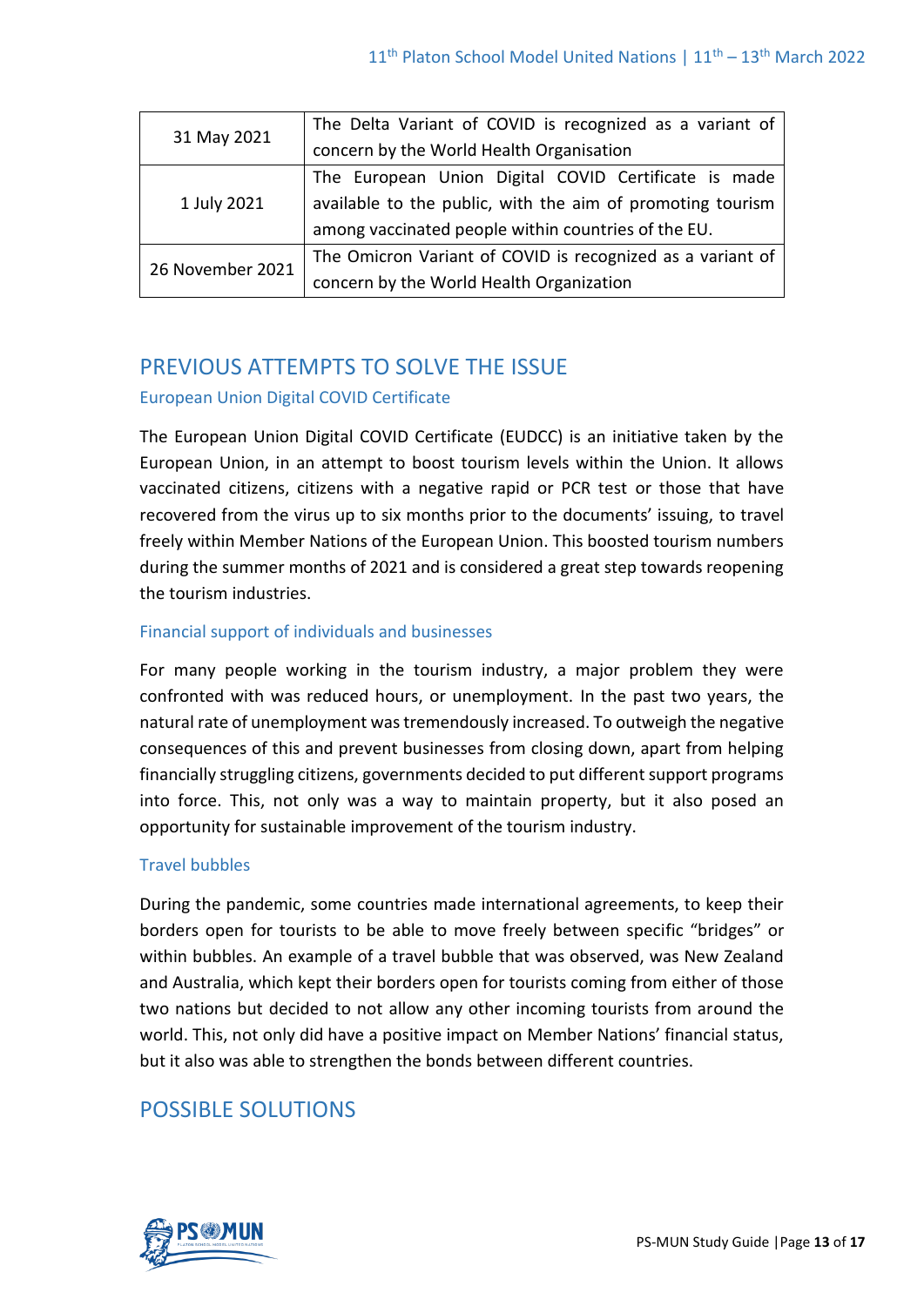| | |
|---|---|
| 31 May 2021 | The Delta Variant of COVID is recognized as a variant of concern by the World Health Organisation |
| 1 July 2021 | The European Union Digital COVID Certificate is made available to the public, with the aim of promoting tourism among vaccinated people within countries of the EU. |
| 26 November 2021 | The Omicron Variant of COVID is recognized as a variant of concern by the World Health Organization |

## PREVIOUS ATTEMPTS TO SOLVE THE ISSUE

### European Union Digital COVID Certificate

The European Union Digital COVID Certificate (EUDCC) is an initiative taken by the European Union, in an attempt to boost tourism levels within the Union. It allows vaccinated citizens, citizens with a negative rapid or PCR test or those that have recovered from the virus up to six months prior to the documents' issuing, to travel freely within Member Nations of the European Union. This boosted tourism numbers during the summer months of 2021 and is considered a great step towards reopening the tourism industries.

### Financial support of individuals and businesses

For many people working in the tourism industry, a major problem they were confronted with was reduced hours, or unemployment. In the past two years, the natural rate of unemployment was tremendously increased. To outweigh the negative consequences of this and prevent businesses from closing down, apart from helping financially struggling citizens, governments decided to put different support programs into force. This, not only was a way to maintain property, but it also posed an opportunity for sustainable improvement of the tourism industry.

### Travel bubbles

During the pandemic, some countries made international agreements, to keep their borders open for tourists to be able to move freely between specific "bridges" or within bubbles. An example of a travel bubble that was observed, was New Zealand and Australia, which kept their borders open for tourists coming from either of those two nations but decided to not allow any other incoming tourists from around the world. This, not only did have a positive impact on Member Nations' financial status, but it also was able to strengthen the bonds between different countries.

## POSSIBLE SOLUTIONS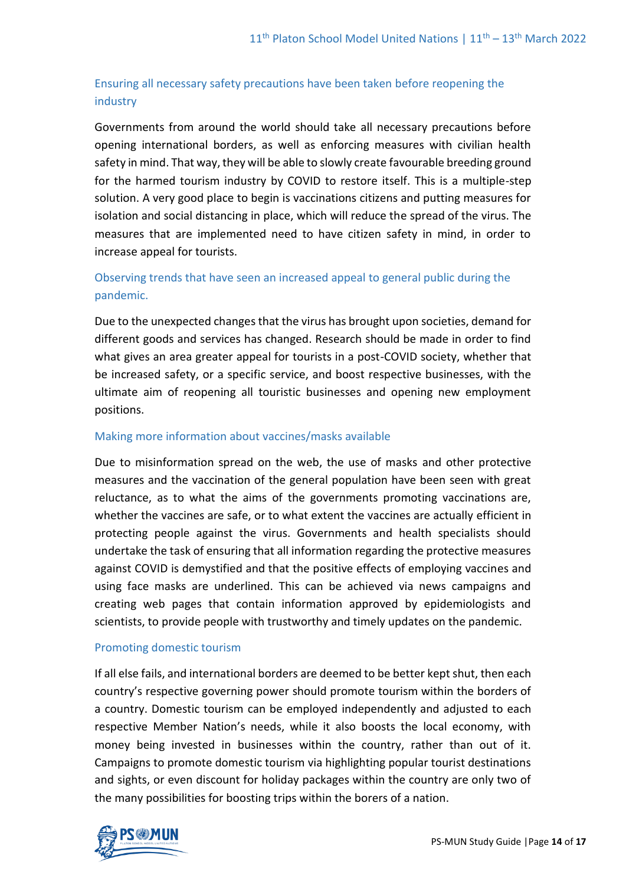### Ensuring all necessary safety precautions have been taken before reopening the industry

Governments from around the world should take all necessary precautions before opening international borders, as well as enforcing measures with civilian health safety in mind. That way, they will be able to slowly create favourable breeding ground for the harmed tourism industry by COVID to restore itself. This is a multiple-step solution. A very good place to begin is vaccinations citizens and putting measures for isolation and social distancing in place, which will reduce the spread of the virus. The measures that are implemented need to have citizen safety in mind, in order to increase appeal for tourists.

### Observing trends that have seen an increased appeal to general public during the pandemic.

Due to the unexpected changes that the virus has brought upon societies, demand for different goods and services has changed. Research should be made in order to find what gives an area greater appeal for tourists in a post-COVID society, whether that be increased safety, or a specific service, and boost respective businesses, with the ultimate aim of reopening all touristic businesses and opening new employment positions.

### Making more information about vaccines/masks available

Due to misinformation spread on the web, the use of masks and other protective measures and the vaccination of the general population have been seen with great reluctance, as to what the aims of the governments promoting vaccinations are, whether the vaccines are safe, or to what extent the vaccines are actually efficient in protecting people against the virus. Governments and health specialists should undertake the task of ensuring that all information regarding the protective measures against COVID is demystified and that the positive effects of employing vaccines and using face masks are underlined. This can be achieved via news campaigns and creating web pages that contain information approved by epidemiologists and scientists, to provide people with trustworthy and timely updates on the pandemic.

### Promoting domestic tourism

If all else fails, and international borders are deemed to be better kept shut, then each country's respective governing power should promote tourism within the borders of a country. Domestic tourism can be employed independently and adjusted to each respective Member Nation's needs, while it also boosts the local economy, with money being invested in businesses within the country, rather than out of it. Campaigns to promote domestic tourism via highlighting popular tourist destinations and sights, or even discount for holiday packages within the country are only two of the many possibilities for boosting trips within the borers of a nation.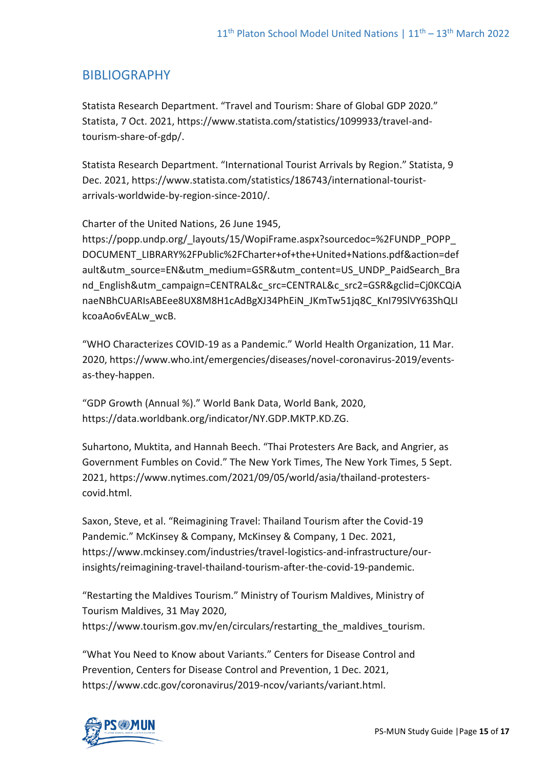## BIBLIOGRAPHY

Statista Research Department. "Travel and Tourism: Share of Global GDP 2020." Statista, 7 Oct. 2021, https://www.statista.com/statistics/1099933/travel-and-tourism-share-of-gdp/.

Statista Research Department. "International Tourist Arrivals by Region." Statista, 9 Dec. 2021, https://www.statista.com/statistics/186743/international-tourist-arrivals-worldwide-by-region-since-2010/.

Charter of the United Nations, 26 June 1945, https://popp.undp.org/_layouts/15/WopiFrame.aspx?sourcedoc=%2FUNDP_POPP_DOCUMENT_LIBRARY%2FPublic%2FCharter+of+the+United+Nations.pdf&action=default&utm_source=EN&utm_medium=GSR&utm_content=US_UNDP_PaidSearch_Brand_English&utm_campaign=CENTRAL&c_src=CENTRAL&c_src2=GSR&gclid=Cj0KCQiAnaeNBhCUARIsABEee8UX8M8H1cAdBgXJ34PhEiN_JKmTw51jq8C_KnI79SlVY63ShQLIkcoaAo6vEALw_wcB.

"WHO Characterizes COVID-19 as a Pandemic." World Health Organization, 11 Mar. 2020, https://www.who.int/emergencies/diseases/novel-coronavirus-2019/events-as-they-happen.

"GDP Growth (Annual %)." World Bank Data, World Bank, 2020, https://data.worldbank.org/indicator/NY.GDP.MKTP.KD.ZG.

Suhartono, Muktita, and Hannah Beech. "Thai Protesters Are Back, and Angrier, as Government Fumbles on Covid." The New York Times, The New York Times, 5 Sept. 2021, https://www.nytimes.com/2021/09/05/world/asia/thailand-protesters-covid.html.

Saxon, Steve, et al. "Reimagining Travel: Thailand Tourism after the Covid-19 Pandemic." McKinsey & Company, McKinsey & Company, 1 Dec. 2021, https://www.mckinsey.com/industries/travel-logistics-and-infrastructure/our-insights/reimagining-travel-thailand-tourism-after-the-covid-19-pandemic.

"Restarting the Maldives Tourism." Ministry of Tourism Maldives, Ministry of Tourism Maldives, 31 May 2020, https://www.tourism.gov.mv/en/circulars/restarting_the_maldives_tourism.

"What You Need to Know about Variants." Centers for Disease Control and Prevention, Centers for Disease Control and Prevention, 1 Dec. 2021, https://www.cdc.gov/coronavirus/2019-ncov/variants/variant.html.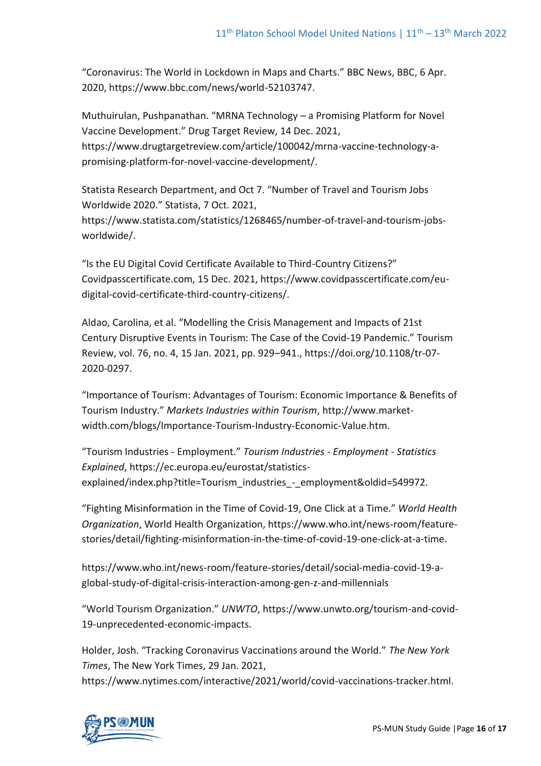"Coronavirus: The World in Lockdown in Maps and Charts." BBC News, BBC, 6 Apr. 2020, https://www.bbc.com/news/world-52103747.

Muthuirulan, Pushpanathan. "MRNA Technology – a Promising Platform for Novel Vaccine Development." Drug Target Review, 14 Dec. 2021, https://www.drugtargetreview.com/article/100042/mrna-vaccine-technology-a-promising-platform-for-novel-vaccine-development/.

Statista Research Department, and Oct 7. "Number of Travel and Tourism Jobs Worldwide 2020." Statista, 7 Oct. 2021, https://www.statista.com/statistics/1268465/number-of-travel-and-tourism-jobs-worldwide/.

"Is the EU Digital Covid Certificate Available to Third-Country Citizens?" Covidpasscertificate.com, 15 Dec. 2021, https://www.covidpasscertificate.com/eu-digital-covid-certificate-third-country-citizens/.

Aldao, Carolina, et al. "Modelling the Crisis Management and Impacts of 21st Century Disruptive Events in Tourism: The Case of the Covid-19 Pandemic." Tourism Review, vol. 76, no. 4, 15 Jan. 2021, pp. 929–941., https://doi.org/10.1108/tr-07-2020-0297.

"Importance of Tourism: Advantages of Tourism: Economic Importance & Benefits of Tourism Industry." *Markets Industries within Tourism*, http://www.market-width.com/blogs/Importance-Tourism-Industry-Economic-Value.htm.

"Tourism Industries - Employment." *Tourism Industries - Employment - Statistics Explained*, https://ec.europa.eu/eurostat/statistics-explained/index.php?title=Tourism_industries_-_employment&oldid=549972.

"Fighting Misinformation in the Time of Covid-19, One Click at a Time." *World Health Organization*, World Health Organization, https://www.who.int/news-room/feature-stories/detail/fighting-misinformation-in-the-time-of-covid-19-one-click-at-a-time.

https://www.who.int/news-room/feature-stories/detail/social-media-covid-19-a-global-study-of-digital-crisis-interaction-among-gen-z-and-millennials

"World Tourism Organization." *UNWTO*, https://www.unwto.org/tourism-and-covid-19-unprecedented-economic-impacts.

Holder, Josh. "Tracking Coronavirus Vaccinations around the World." *The New York Times*, The New York Times, 29 Jan. 2021, https://www.nytimes.com/interactive/2021/world/covid-vaccinations-tracker.html.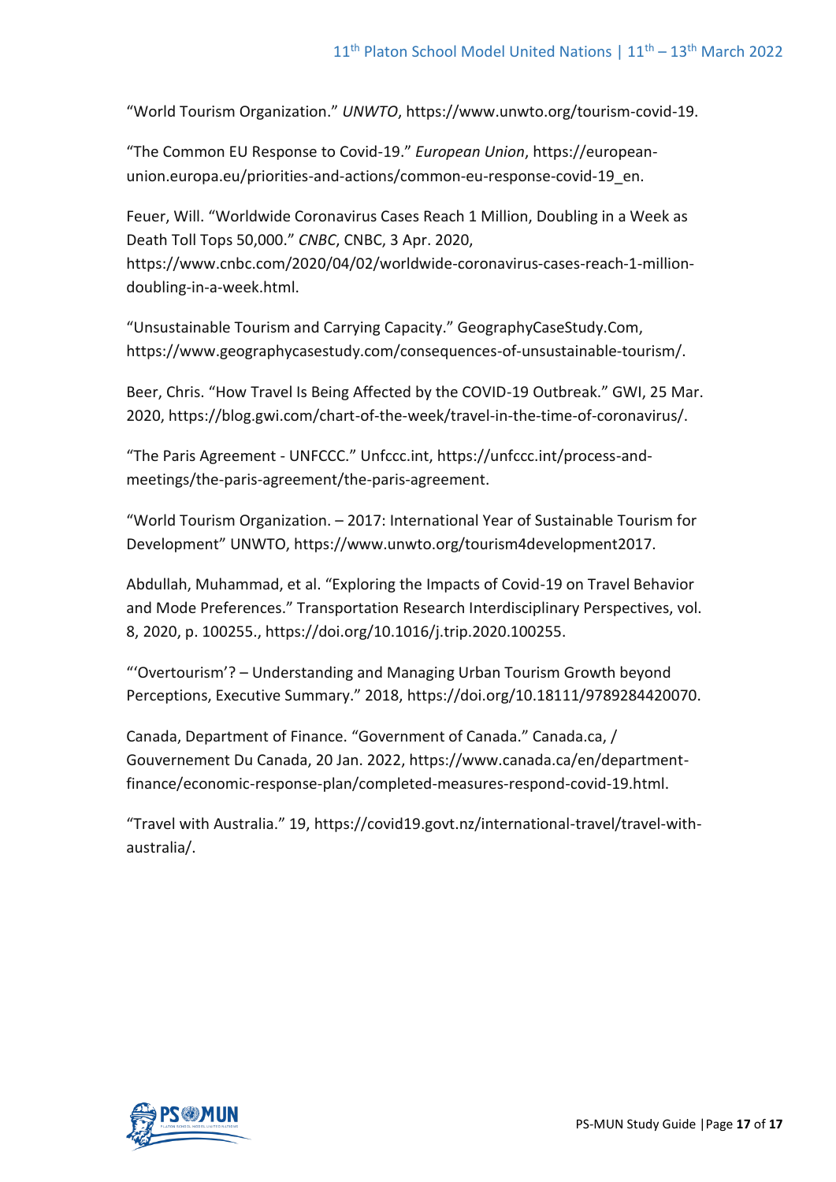"World Tourism Organization." *UNWTO*, https://www.unwto.org/tourism-covid-19.

"The Common EU Response to Covid-19." *European Union*, https://european-union.europa.eu/priorities-and-actions/common-eu-response-covid-19_en.

Feuer, Will. "Worldwide Coronavirus Cases Reach 1 Million, Doubling in a Week as Death Toll Tops 50,000." *CNBC*, CNBC, 3 Apr. 2020, https://www.cnbc.com/2020/04/02/worldwide-coronavirus-cases-reach-1-million-doubling-in-a-week.html.

"Unsustainable Tourism and Carrying Capacity." GeographyCaseStudy.Com, https://www.geographycasestudy.com/consequences-of-unsustainable-tourism/.

Beer, Chris. "How Travel Is Being Affected by the COVID-19 Outbreak." GWI, 25 Mar. 2020, https://blog.gwi.com/chart-of-the-week/travel-in-the-time-of-coronavirus/.

"The Paris Agreement - UNFCCC." Unfccc.int, https://unfccc.int/process-and-meetings/the-paris-agreement/the-paris-agreement.

"World Tourism Organization. – 2017: International Year of Sustainable Tourism for Development" UNWTO, https://www.unwto.org/tourism4development2017.

Abdullah, Muhammad, et al. "Exploring the Impacts of Covid-19 on Travel Behavior and Mode Preferences." Transportation Research Interdisciplinary Perspectives, vol. 8, 2020, p. 100255., https://doi.org/10.1016/j.trip.2020.100255.

"'Overtourism'? – Understanding and Managing Urban Tourism Growth beyond Perceptions, Executive Summary." 2018, https://doi.org/10.18111/9789284420070.

Canada, Department of Finance. "Government of Canada." Canada.ca, / Gouvernement Du Canada, 20 Jan. 2022, https://www.canada.ca/en/department-finance/economic-response-plan/completed-measures-respond-covid-19.html.

"Travel with Australia." 19, https://covid19.govt.nz/international-travel/travel-with-australia/.